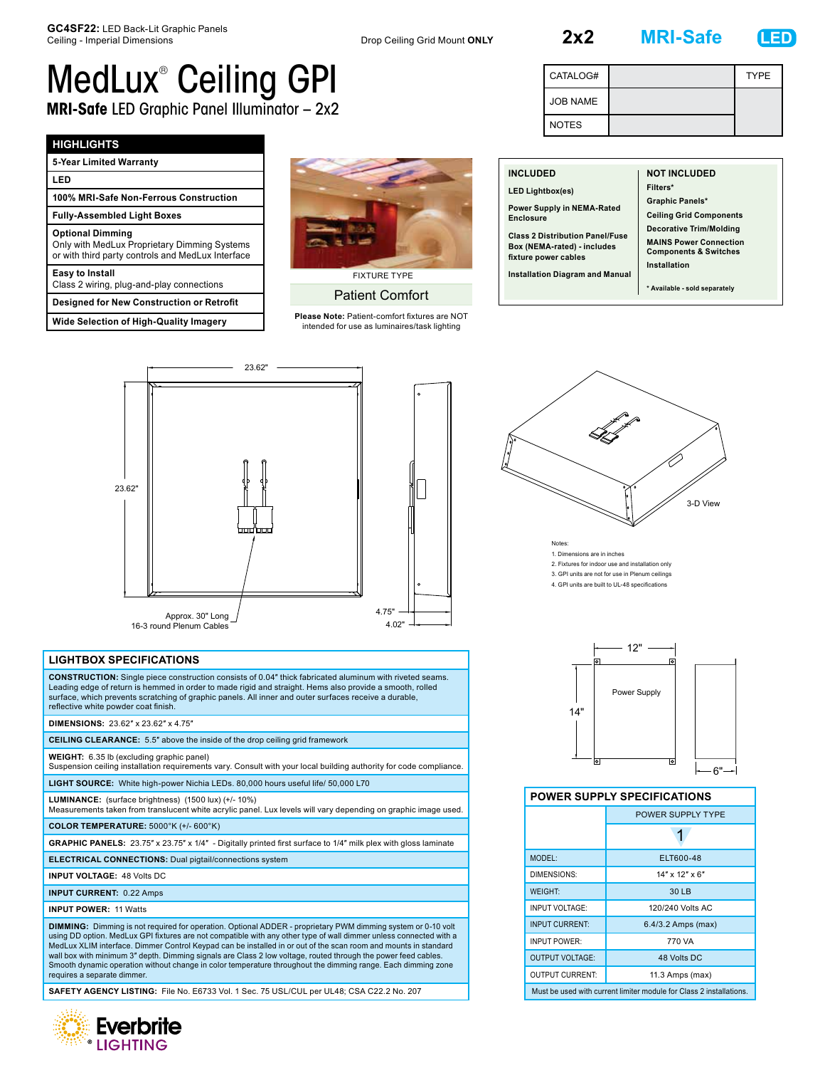**GC4SF22:** LED Back-Lit Graphic Panels
Ceiling - Imperial Dimensions

Drop Ceiling Grid Mount **ONLY**

**2x2** **MRI-Safe** **LED**

# MedLux® Ceiling GPI

## MRI-Safe LED Graphic Panel Illuminator – 2x2

| CATALOG# | | TYPE |
|---|---|---|
| JOB NAME | | |
| NOTES | | |

| HIGHLIGHTS |
|---|
| **5-Year Limited Warranty** |
| **LED** |
| **100% MRI-Safe Non-Ferrous Construction** |
| **Fully-Assembled Light Boxes** |
| **Optional Dimming** Only with MedLux Proprietary Dimming Systems or with third party controls and MedLux Interface |
| **Easy to Install** Class 2 wiring, plug-and-play connections |
| **Designed for New Construction or Retrofit** |
| **Wide Selection of High-Quality Imagery** |

FIXTURE TYPE

**Patient Comfort**

**Please Note:** Patient-comfort fixtures are NOT intended for use as luminaires/task lighting

| INCLUDED | NOT INCLUDED |
|---|---|
| LED Lightbox(es) | Filters* |
| Power Supply in NEMA-Rated Enclosure | Graphic Panels* |
| Class 2 Distribution Panel/Fuse Box (NEMA-rated) - includes fixture power cables | Ceiling Grid Components |
| Installation Diagram and Manual | Decorative Trim/Molding |
| | MAINS Power Connection Components & Switches |
| | Installation |
| | * Available - sold separately |

23.62"

23.62"

Approx. 30" Long
16-3 round Plenum Cables

4.75"
4.02"

3-D View

Notes:
1. Dimensions are in inches
2. Fixtures for indoor use and installation only
3. GPI units are not for use in Plenum ceilings
4. GPI units are built to UL-48 specifications

12"
14"
Power Supply
6"

## LIGHTBOX SPECIFICATIONS

**CONSTRUCTION:** Single piece construction consists of 0.04" thick fabricated aluminum with riveted seams. Leading edge of return is hemmed in order to made rigid and straight. Hems also provide a smooth, rolled surface, which prevents scratching of graphic panels. All inner and outer surfaces receive a durable, reflective white powder coat finish.

**DIMENSIONS:** 23.62" x 23.62" x 4.75"

**CEILING CLEARANCE:** 5.5" above the inside of the drop ceiling grid framework

**WEIGHT:** 6.35 lb (excluding graphic panel)
Suspension ceiling installation requirements vary. Consult with your local building authority for code compliance.

**LIGHT SOURCE:** White high-power Nichia LEDs. 80,000 hours useful life/ 50,000 L70

**LUMINANCE:** (surface brightness) (1500 lux) (+/- 10%)
Measurements taken from translucent white acrylic panel. Lux levels will vary depending on graphic image used.

**COLOR TEMPERATURE:** 5000°K (+/- 600°K)

**GRAPHIC PANELS:** 23.75" x 23.75" x 1/4" - Digitally printed first surface to 1/4" milk plex with gloss laminate

**ELECTRICAL CONNECTIONS:** Dual pigtail/connections system

**INPUT VOLTAGE:** 48 Volts DC

**INPUT CURRENT:** 0.22 Amps

**INPUT POWER:** 11 Watts

**DIMMING:** Dimming is not required for operation. Optional ADDER - proprietary PWM dimming system or 0-10 volt using DD option. MedLux GPI fixtures are not compatible with any other type of wall dimmer unless connected with a MedLux XLIM interface. Dimmer Control Keypad can be installed in or out of the scan room and mounts in standard wall box with minimum 3" depth. Dimming signals are Class 2 low voltage, routed through the power feed cables. Smooth dynamic operation without change in color temperature throughout the dimming range. Each dimming zone requires a separate dimmer.

**SAFETY AGENCY LISTING:** File No. E6733 Vol. 1 Sec. 75 USL/CUL per UL48; CSA C22.2 No. 207

## POWER SUPPLY SPECIFICATIONS

| | POWER SUPPLY TYPE |
|---|---|
| | 1 |
| MODEL: | ELT600-48 |
| DIMENSIONS: | 14" x 12" x 6" |
| WEIGHT: | 30 LB |
| INPUT VOLTAGE: | 120/240 Volts AC |
| INPUT CURRENT: | 6.4/3.2 Amps (max) |
| INPUT POWER: | 770 VA |
| OUTPUT VOLTAGE: | 48 Volts DC |
| OUTPUT CURRENT: | 11.3 Amps (max) |

Must be used with current limiter module for Class 2 installations.

Everbrite® LIGHTING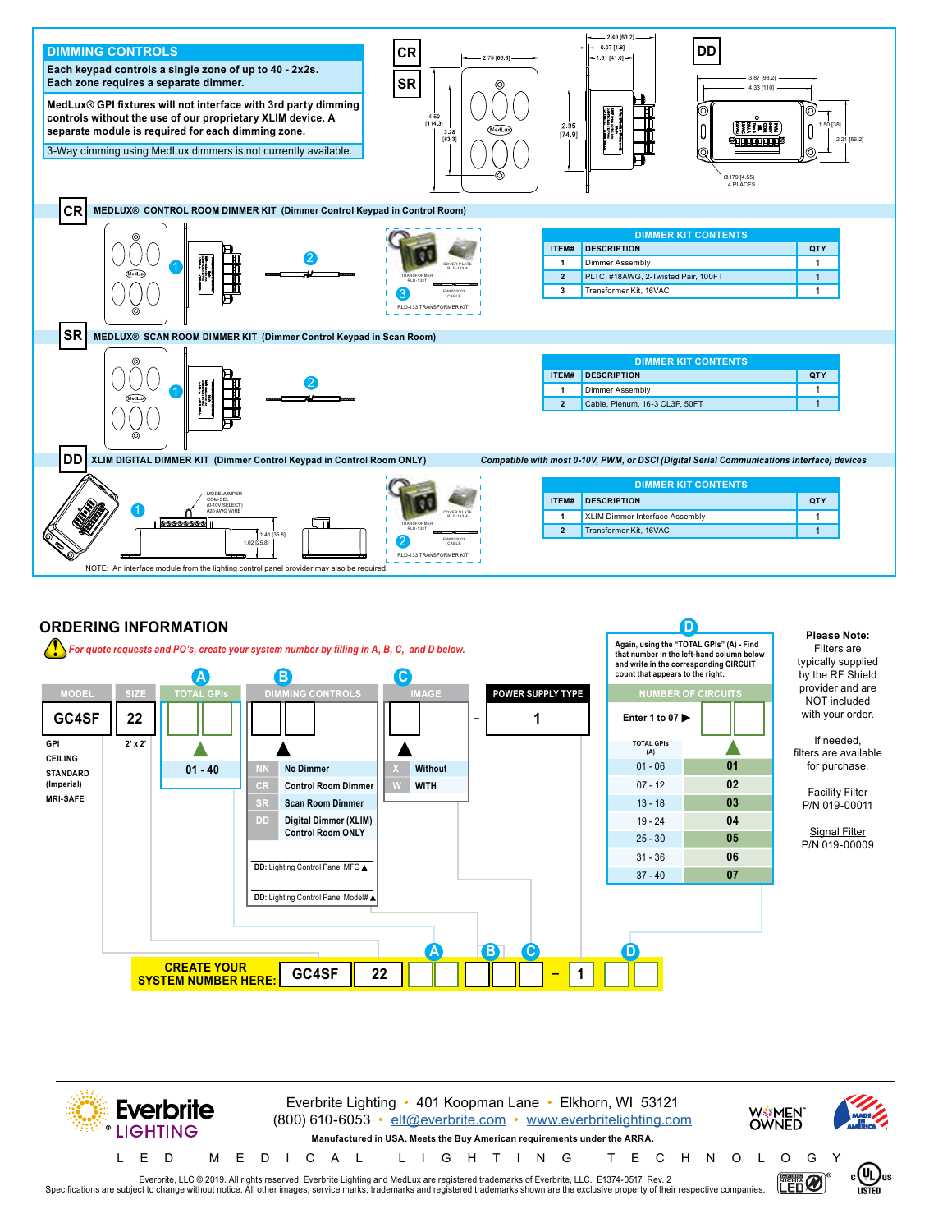## DIMMING CONTROLS

**Each keypad controls a single zone of up to 40 - 2x2s. Each zone requires a separate dimmer.**

**MedLux® GPI fixtures will not interface with 3rd party dimming controls without the use of our proprietary XLIM device. A separate module is required for each dimming zone.**

3-Way dimming using MedLux dimmers is not currently available.

CR
SR
2.75 [69.8]
4.50 [114.3]
3.28 [83.3]
2.49 [63.2]
0.07 [1.8]
1.61 [41.0]
2.95 [74.9]

DD
3.87 [98.2]
4.33 [110]
1.50 [38]
2.21 [56.2]
Ø .179 [4.55] 4 PLACES

### CR MEDLUX® CONTROL ROOM DIMMER KIT (Dimmer Control Keypad in Control Room)

TRANSFORMER RLD-133T
COVER PLATE RLD-133M
EW800003 CABLE
RLD-133 TRANSFORMER KIT

| DIMMER KIT CONTENTS | | |
|---|---|---|
| ITEM# | DESCRIPTION | QTY |
| 1 | Dimmer Assembly | 1 |
| 2 | PLTC, #18AWG, 2-Twisted Pair, 100FT | 1 |
| 3 | Transformer Kit, 16VAC | 1 |

### SR MEDLUX® SCAN ROOM DIMMER KIT (Dimmer Control Keypad in Scan Room)

| DIMMER KIT CONTENTS | | |
|---|---|---|
| ITEM# | DESCRIPTION | QTY |
| 1 | Dimmer Assembly | 1 |
| 2 | Cable, Plenum, 16-3 CL3P, 50FT | 1 |

### DD XLIM DIGITAL DIMMER KIT (Dimmer Control Keypad in Control Room ONLY)

*Compatible with most 0-10V, PWM, or DSCI (Digital Serial Communications Interface) devices*

MODE JUMPER COM-SEL (0-10V SELECT) #20 AWG WIRE
1.41 [35.8]
1.02 [25.8]
TRANSFORMER RLD-133T
COVER PLATE RLD-133M
EW800003 CABLE
RLD-133 TRANSFORMER KIT

| DIMMER KIT CONTENTS | | |
|---|---|---|
| ITEM# | DESCRIPTION | QTY |
| 1 | XLIM Dimmer Interface Assembly | 1 |
| 2 | Transformer Kit, 16VAC | 1 |

NOTE: An interface module from the lighting control panel provider may also be required.

## ORDERING INFORMATION

*For quote requests and PO's, create your system number by filling in A, B, C, and D below.*

**MODEL:** GC4SF — GPI CEILING STANDARD (Imperial) MRI-SAFE

**SIZE:** 22 — 2' x 2'

**A — TOTAL GPIs:** 01 - 40

**B — DIMMING CONTROLS:**

| Code | Description |
|---|---|
| NN | No Dimmer |
| CR | Control Room Dimmer |
| SR | Scan Room Dimmer |
| DD | Digital Dimmer (XLIM) Control Room ONLY |

DD: Lighting Control Panel MFG ▲

DD: Lighting Control Panel Model# ▲

**C — IMAGE:**

| Code | Description |
|---|---|
| X | Without |
| W | WITH |

**POWER SUPPLY TYPE:** 1

**D — NUMBER OF CIRCUITS**

**Again, using the "TOTAL GPIs" (A) - Find that number in the left-hand column below and write in the corresponding CIRCUIT count that appears to the right.**

Enter 1 to 07 ▶

| TOTAL GPIs (A) | |
|---|---|
| 01 - 06 | 01 |
| 07 - 12 | 02 |
| 13 - 18 | 03 |
| 19 - 24 | 04 |
| 25 - 30 | 05 |
| 31 - 36 | 06 |
| 37 - 40 | 07 |

**Please Note:**
Filters are typically supplied by the RF Shield provider and are NOT included with your order.

If needed, filters are available for purchase.

Facility Filter
P/N 019-00011

Signal Filter
P/N 019-00009

**CREATE YOUR SYSTEM NUMBER HERE:** GC4SF 22 [A] [B] [C] – 1 [D]

Everbrite LIGHTING

Everbrite Lighting • 401 Koopman Lane • Elkhorn, WI 53121
(800) 610-6053 • elt@everbrite.com • www.everbritelighting.com

**Manufactured in USA. Meets the Buy American requirements under the ARRA.**

L E D M E D I C A L L I G H T I N G T E C H N O L O G Y

WOMEN OWNED
MADE IN AMERICA

Everbrite, LLC © 2019. All rights reserved. Everbrite Lighting and MedLux are registered trademarks of Everbrite, LLC. E1374-0517 Rev. 2
Specifications are subject to change without notice. All other images, service marks, trademarks and registered trademarks shown are the exclusive property of their respective companies.

c UL us LISTED